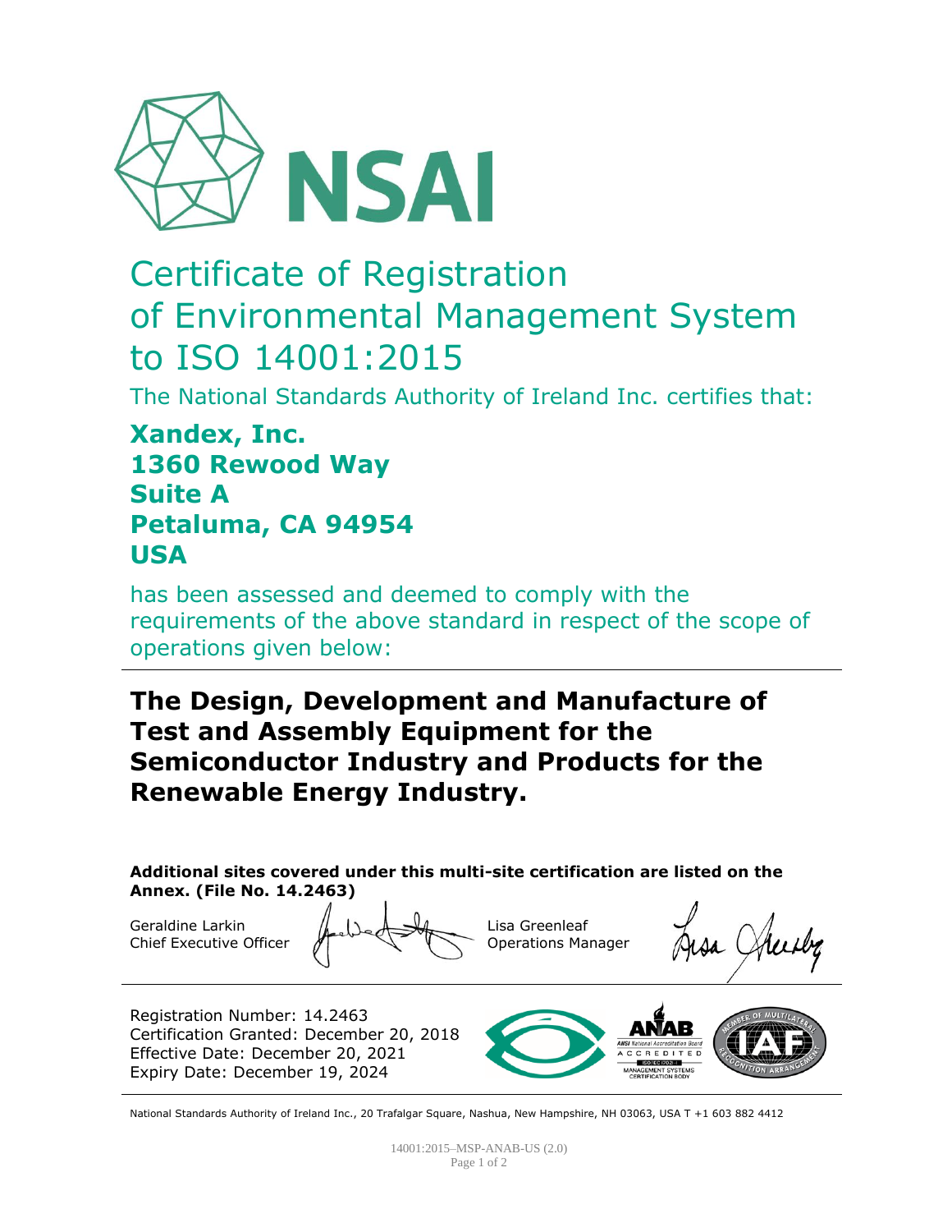NSAI

# Certificate of Registration of Environmental Management System to ISO 14001:2015

The National Standards Authority of Ireland Inc. certifies that:

**Xandex, Inc.**
**1360 Rewood Way**
**Suite A**
**Petaluma, CA 94954**
**USA**

has been assessed and deemed to comply with the requirements of the above standard in respect of the scope of operations given below:

**The Design, Development and Manufacture of Test and Assembly Equipment for the Semiconductor Industry and Products for the Renewable Energy Industry.**

**Additional sites covered under this multi-site certification are listed on the Annex. (File No. 14.2463)**

Geraldine Larkin
Chief Executive Officer

Lisa Greenleaf
Operations Manager

Registration Number: 14.2463
Certification Granted: December 20, 2018
Effective Date: December 20, 2021
Expiry Date: December 19, 2024

ANAB
ANSI National Accreditation Board
ACCREDITED
ISO/IEC 17021-1
MANAGEMENT SYSTEMS CERTIFICATION BODY

IAF
MEMBER OF MULTILATERAL RECOGNITION ARRANGEMENT

National Standards Authority of Ireland Inc., 20 Trafalgar Square, Nashua, New Hampshire, NH 03063, USA T +1 603 882 4412

14001:2015–MSP-ANAB-US (2.0)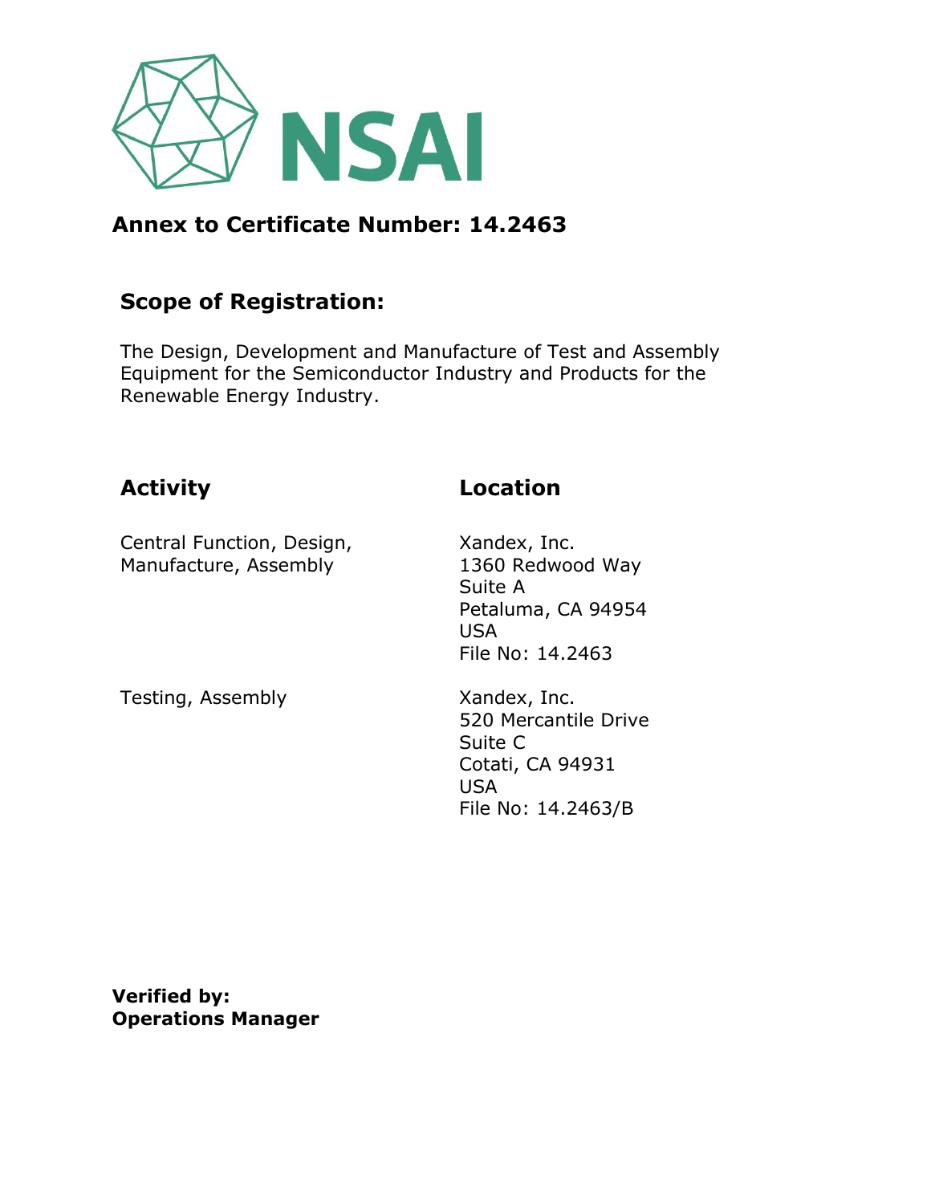NSAI

## Annex to Certificate Number: 14.2463

### Scope of Registration:

The Design, Development and Manufacture of Test and Assembly Equipment for the Semiconductor Industry and Products for the Renewable Energy Industry.

| Activity | Location |
| --- | --- |
| Central Function, Design, Manufacture, Assembly | Xandex, Inc.<br>1360 Redwood Way<br>Suite A<br>Petaluma, CA 94954<br>USA<br>File No: 14.2463 |
| Testing, Assembly | Xandex, Inc.<br>520 Mercantile Drive<br>Suite C<br>Cotati, CA 94931<br>USA<br>File No: 14.2463/B |

**Verified by:**
**Operations Manager**